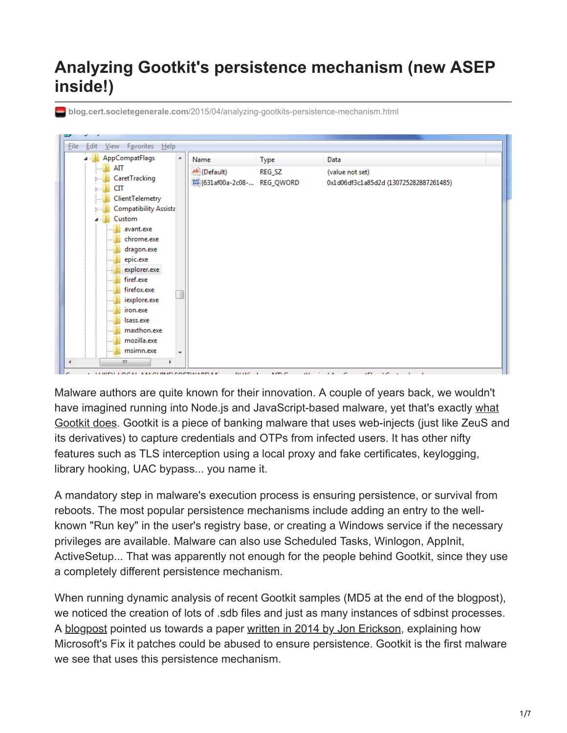# Analyzing Gootkit's persistence mechanism (new ASEP inside!)

blog.cert.societegenerale.com/2015/04/analyzing-gootkits-persistence-mechanism.html

Malware authors are quite known for their innovation. A couple of years back, we wouldn't have imagined running into Node.js and JavaScript-based malware, yet that's exactly what Gootkit does. Gootkit is a piece of banking malware that uses web-injects (just like ZeuS and its derivatives) to capture credentials and OTPs from infected users. It has other nifty features such as TLS interception using a local proxy and fake certificates, keylogging, library hooking, UAC bypass... you name it.

A mandatory step in malware's execution process is ensuring persistence, or survival from reboots. The most popular persistence mechanisms include adding an entry to the well-known "Run key" in the user's registry base, or creating a Windows service if the necessary privileges are available. Malware can also use Scheduled Tasks, Winlogon, AppInit, ActiveSetup... That was apparently not enough for the people behind Gootkit, since they use a completely different persistence mechanism.

When running dynamic analysis of recent Gootkit samples (MD5 at the end of the blogpost), we noticed the creation of lots of .sdb files and just as many instances of sdbinst processes. A blogpost pointed us towards a paper written in 2014 by Jon Erickson, explaining how Microsoft's Fix it patches could be abused to ensure persistence. Gootkit is the first malware we see that uses this persistence mechanism.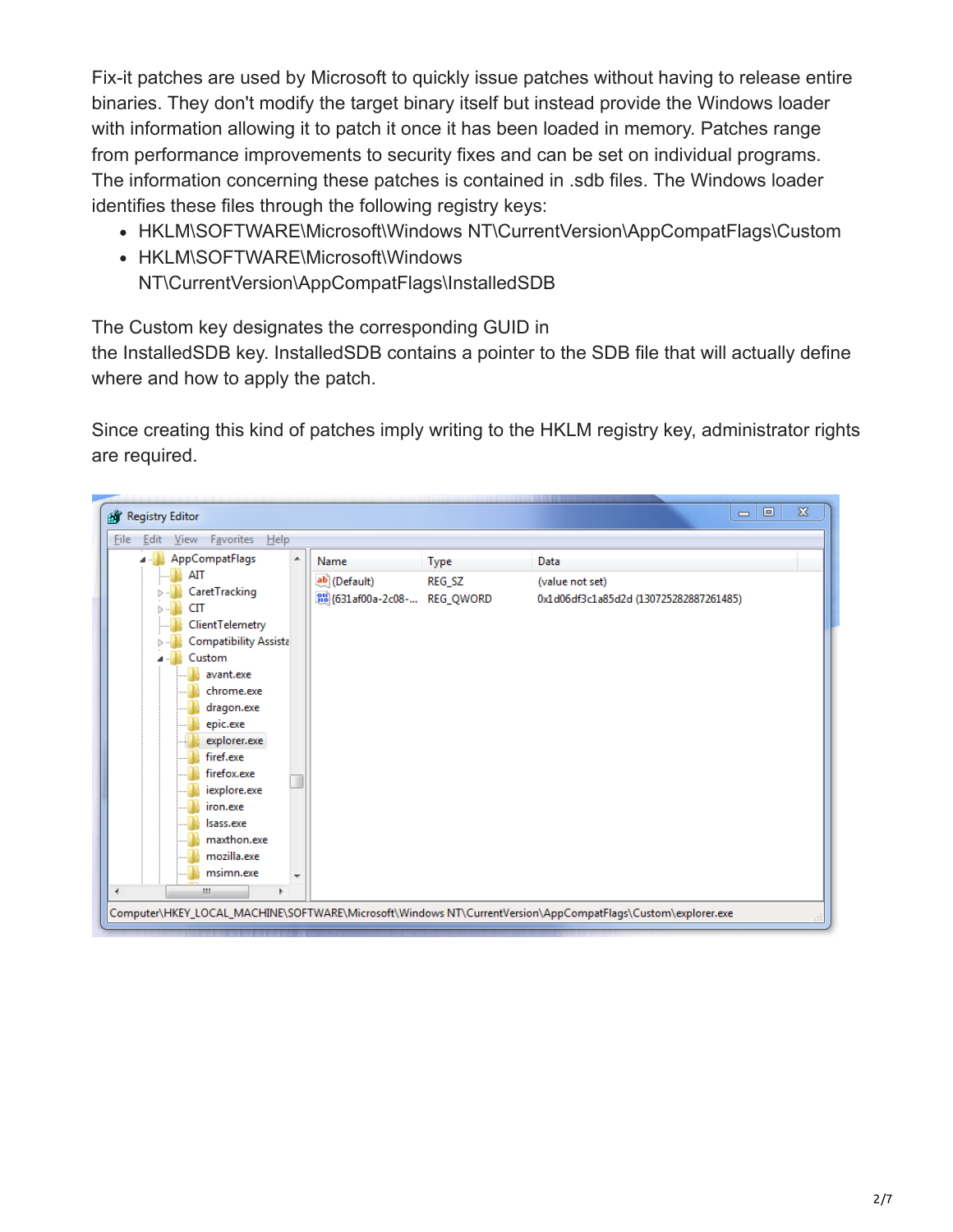Fix-it patches are used by Microsoft to quickly issue patches without having to release entire binaries. They don't modify the target binary itself but instead provide the Windows loader with information allowing it to patch it once it has been loaded in memory. Patches range from performance improvements to security fixes and can be set on individual programs. The information concerning these patches is contained in .sdb files. The Windows loader identifies these files through the following registry keys:

- HKLM\SOFTWARE\Microsoft\Windows NT\CurrentVersion\AppCompatFlags\Custom
- HKLM\SOFTWARE\Microsoft\Windows NT\CurrentVersion\AppCompatFlags\InstalledSDB

The Custom key designates the corresponding GUID in the InstalledSDB key. InstalledSDB contains a pointer to the SDB file that will actually define where and how to apply the patch.

Since creating this kind of patches imply writing to the HKLM registry key, administrator rights are required.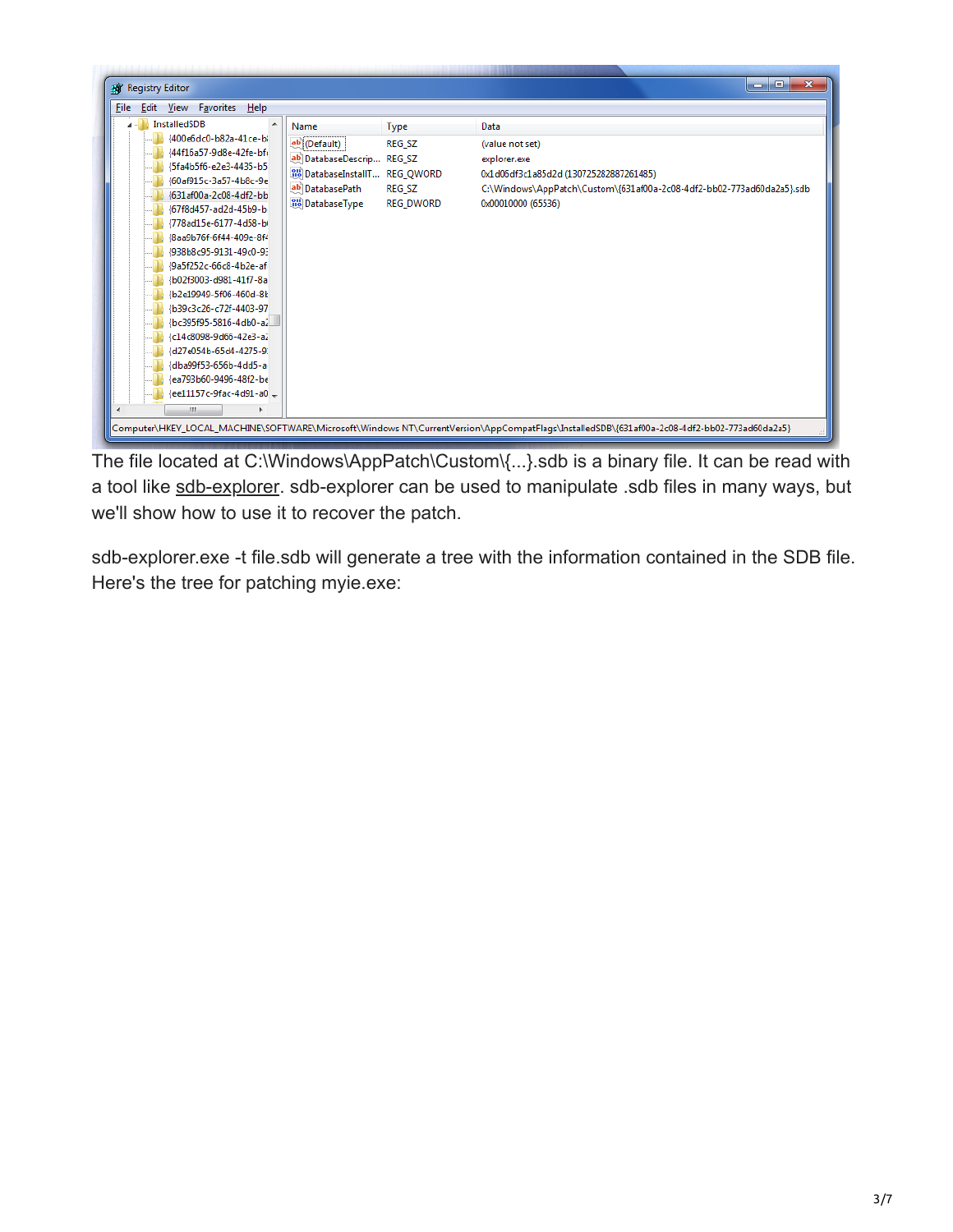The file located at C:\Windows\AppPatch\Custom\{...}.sdb is a binary file. It can be read with a tool like sdb-explorer. sdb-explorer can be used to manipulate .sdb files in many ways, but we'll show how to use it to recover the patch.

sdb-explorer.exe -t file.sdb will generate a tree with the information contained in the SDB file. Here's the tree for patching myie.exe: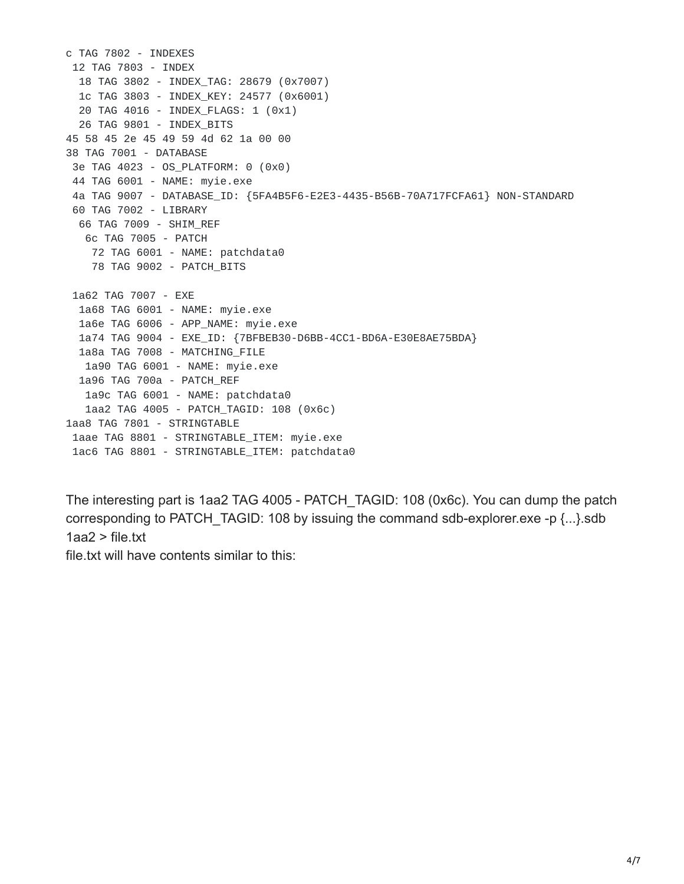```
c TAG 7802 - INDEXES
 12 TAG 7803 - INDEX
  18 TAG 3802 - INDEX_TAG: 28679 (0x7007)
  1c TAG 3803 - INDEX_KEY: 24577 (0x6001)
  20 TAG 4016 - INDEX_FLAGS: 1 (0x1)
  26 TAG 9801 - INDEX_BITS
45 58 45 2e 45 49 59 4d 62 1a 00 00
38 TAG 7001 - DATABASE
 3e TAG 4023 - OS_PLATFORM: 0 (0x0)
 44 TAG 6001 - NAME: myie.exe
 4a TAG 9007 - DATABASE_ID: {5FA4B5F6-E2E3-4435-B56B-70A717FCFA61} NON-STANDARD
 60 TAG 7002 - LIBRARY
  66 TAG 7009 - SHIM_REF
   6c TAG 7005 - PATCH
    72 TAG 6001 - NAME: patchdata0
    78 TAG 9002 - PATCH_BITS

 1a62 TAG 7007 - EXE
  1a68 TAG 6001 - NAME: myie.exe
  1a6e TAG 6006 - APP_NAME: myie.exe
  1a74 TAG 9004 - EXE_ID: {7BFBEB30-D6BB-4CC1-BD6A-E30E8AE75BDA}
  1a8a TAG 7008 - MATCHING_FILE
   1a90 TAG 6001 - NAME: myie.exe
  1a96 TAG 700a - PATCH_REF
   1a9c TAG 6001 - NAME: patchdata0
   1aa2 TAG 4005 - PATCH_TAGID: 108 (0x6c)
1aa8 TAG 7801 - STRINGTABLE
 1aae TAG 8801 - STRINGTABLE_ITEM: myie.exe
 1ac6 TAG 8801 - STRINGTABLE_ITEM: patchdata0
```

The interesting part is 1aa2 TAG 4005 - PATCH_TAGID: 108 (0x6c). You can dump the patch corresponding to PATCH_TAGID: 108 by issuing the command sdb-explorer.exe -p {...}.sdb 1aa2 > file.txt
file.txt will have contents similar to this: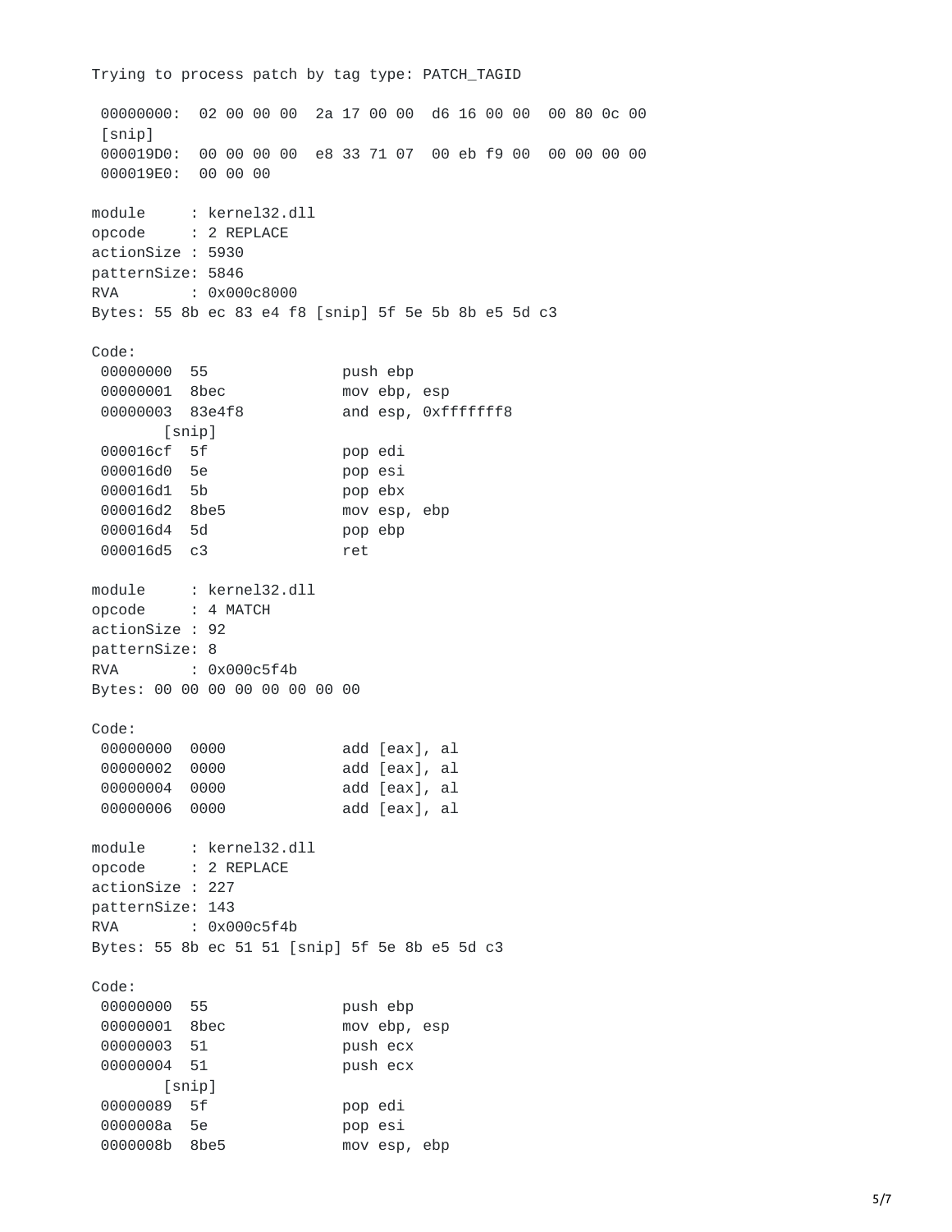```
Trying to process patch by tag type: PATCH_TAGID

 00000000:  02 00 00 00  2a 17 00 00  d6 16 00 00  00 80 0c 00
 [snip]
 000019D0:  00 00 00 00  e8 33 71 07  00 eb f9 00  00 00 00 00
 000019E0:  00 00 00

module     : kernel32.dll
opcode     : 2 REPLACE
actionSize : 5930
patternSize: 5846
RVA        : 0x000c8000
Bytes: 55 8b ec 83 e4 f8 [snip] 5f 5e 5b 8b e5 5d c3

Code:
 00000000  55               push ebp
 00000001  8bec             mov ebp, esp
 00000003  83e4f8           and esp, 0xfffffff8
        [snip]
 000016cf  5f               pop edi
 000016d0  5e               pop esi
 000016d1  5b               pop ebx
 000016d2  8be5             mov esp, ebp
 000016d4  5d               pop ebp
 000016d5  c3               ret

module     : kernel32.dll
opcode     : 4 MATCH
actionSize : 92
patternSize: 8
RVA        : 0x000c5f4b
Bytes: 00 00 00 00 00 00 00 00

Code:
 00000000  0000             add [eax], al
 00000002  0000             add [eax], al
 00000004  0000             add [eax], al
 00000006  0000             add [eax], al

module     : kernel32.dll
opcode     : 2 REPLACE
actionSize : 227
patternSize: 143
RVA        : 0x000c5f4b
Bytes: 55 8b ec 51 51 [snip] 5f 5e 8b e5 5d c3

Code:
 00000000  55               push ebp
 00000001  8bec             mov ebp, esp
 00000003  51               push ecx
 00000004  51               push ecx
        [snip]
 00000089  5f               pop edi
 0000008a  5e               pop esi
 0000008b  8be5             mov esp, ebp
```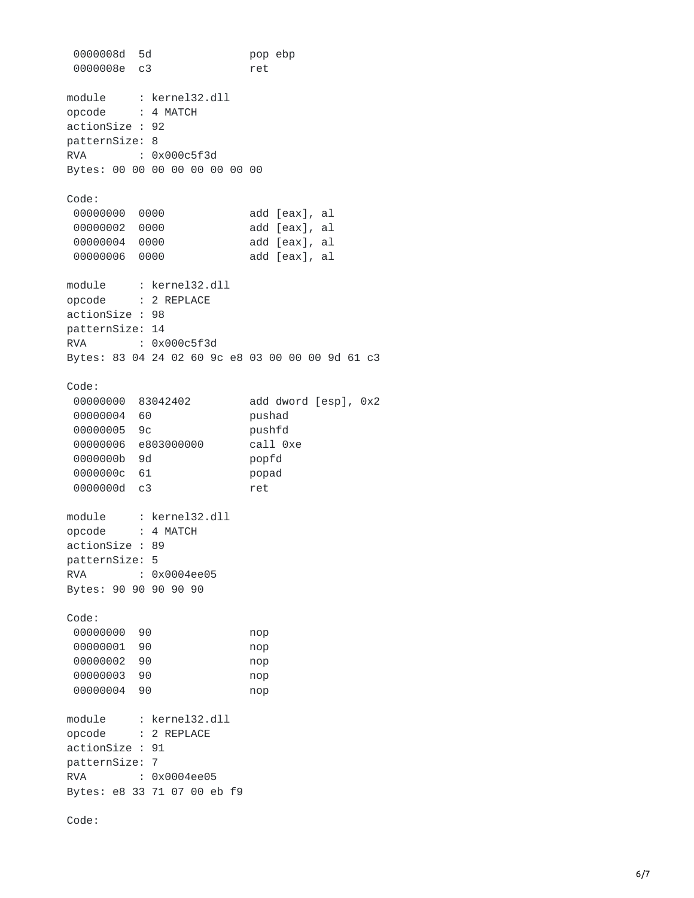```
 0000008d  5d                pop ebp
 0000008e  c3                ret
```

```
module     : kernel32.dll
opcode     : 4 MATCH
actionSize : 92
patternSize: 8
RVA        : 0x000c5f3d
Bytes: 00 00 00 00 00 00 00 00

Code:
 00000000  0000              add [eax], al
 00000002  0000              add [eax], al
 00000004  0000              add [eax], al
 00000006  0000              add [eax], al
```

```
module     : kernel32.dll
opcode     : 2 REPLACE
actionSize : 98
patternSize: 14
RVA        : 0x000c5f3d
Bytes: 83 04 24 02 60 9c e8 03 00 00 00 9d 61 c3

Code:
 00000000  83042402          add dword [esp], 0x2
 00000004  60                pushad
 00000005  9c                pushfd
 00000006  e803000000        call 0xe
 0000000b  9d                popfd
 0000000c  61                popad
 0000000d  c3                ret
```

```
module     : kernel32.dll
opcode     : 4 MATCH
actionSize : 89
patternSize: 5
RVA        : 0x0004ee05
Bytes: 90 90 90 90 90

Code:
 00000000  90                nop
 00000001  90                nop
 00000002  90                nop
 00000003  90                nop
 00000004  90                nop
```

```
module     : kernel32.dll
opcode     : 2 REPLACE
actionSize : 91
patternSize: 7
RVA        : 0x0004ee05
Bytes: e8 33 71 07 00 eb f9

Code:
```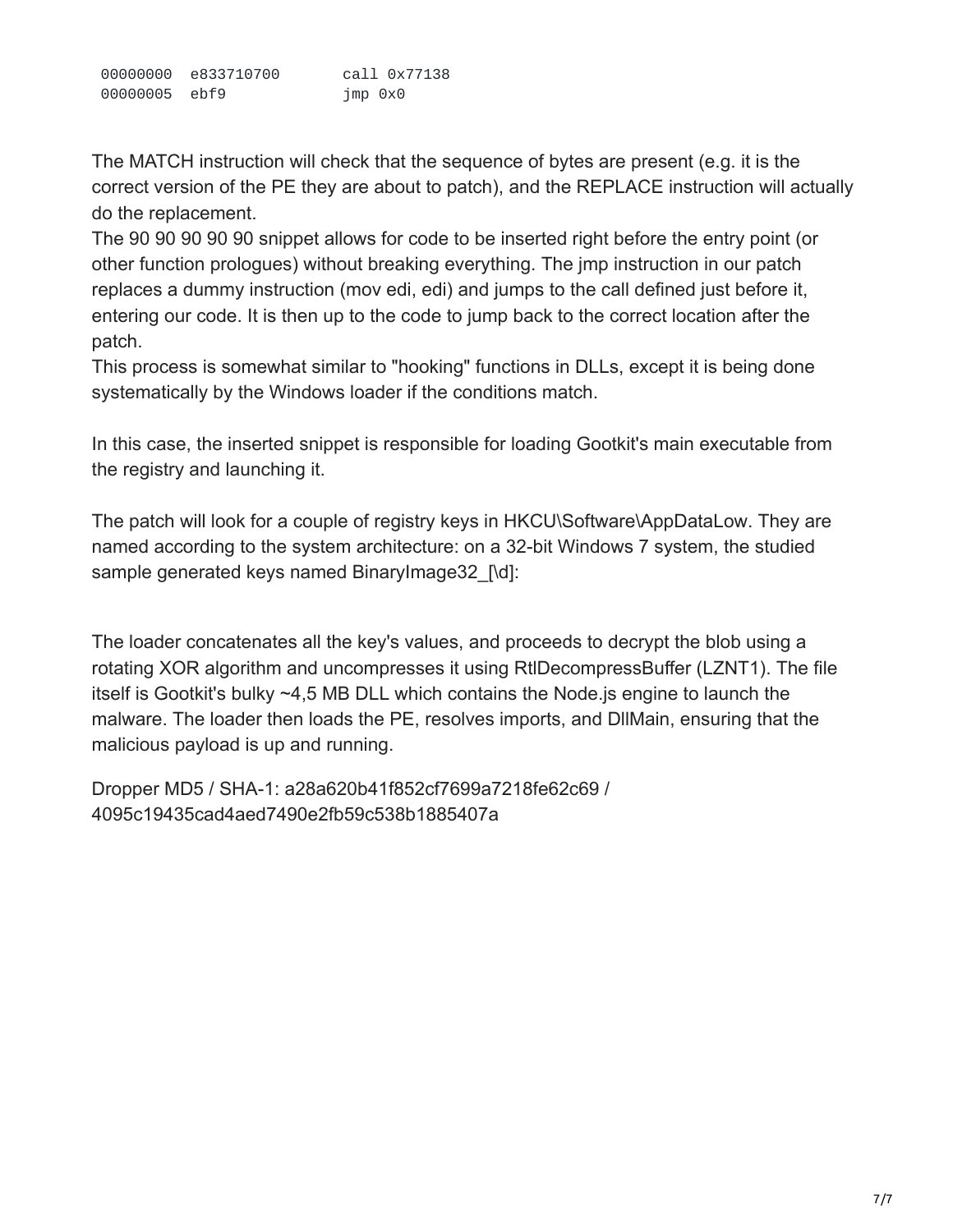```
00000000  e833710700        call 0x77138
00000005  ebf9              jmp 0x0
```

The MATCH instruction will check that the sequence of bytes are present (e.g. it is the correct version of the PE they are about to patch), and the REPLACE instruction will actually do the replacement.
The 90 90 90 90 90 snippet allows for code to be inserted right before the entry point (or other function prologues) without breaking everything. The jmp instruction in our patch replaces a dummy instruction (mov edi, edi) and jumps to the call defined just before it, entering our code. It is then up to the code to jump back to the correct location after the patch.
This process is somewhat similar to "hooking" functions in DLLs, except it is being done systematically by the Windows loader if the conditions match.

In this case, the inserted snippet is responsible for loading Gootkit's main executable from the registry and launching it.

The patch will look for a couple of registry keys in HKCU\Software\AppDataLow. They are named according to the system architecture: on a 32-bit Windows 7 system, the studied sample generated keys named BinaryImage32_[\d]:

The loader concatenates all the key's values, and proceeds to decrypt the blob using a rotating XOR algorithm and uncompresses it using RtlDecompressBuffer (LZNT1). The file itself is Gootkit's bulky ~4,5 MB DLL which contains the Node.js engine to launch the malware. The loader then loads the PE, resolves imports, and DllMain, ensuring that the malicious payload is up and running.

Dropper MD5 / SHA-1: a28a620b41f852cf7699a7218fe62c69 / 4095c19435cad4aed7490e2fb59c538b1885407a